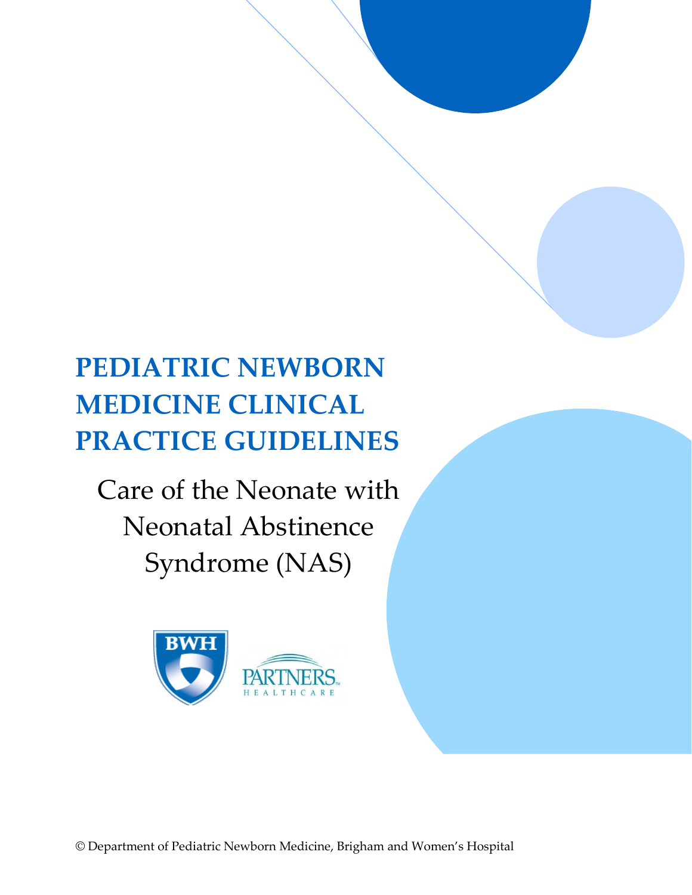# PEDIATRIC NEWBORN MEDICINE CLINICAL PRACTICE GUIDELINES

## Care of the Neonate with Neonatal Abstinence Syndrome (NAS)

BWH

PARTNERS HEALTHCARE

© Department of Pediatric Newborn Medicine, Brigham and Women's Hospital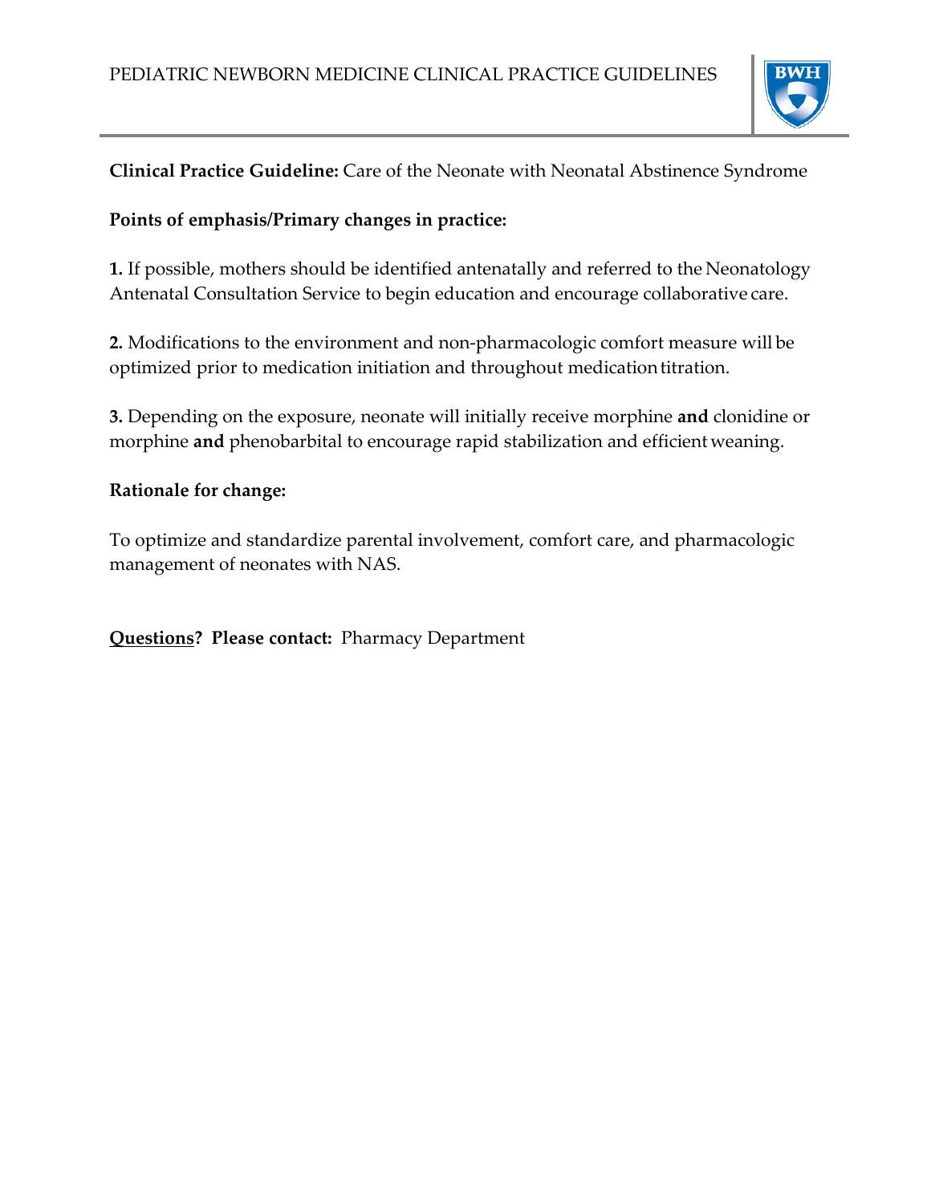**Clinical Practice Guideline:** Care of the Neonate with Neonatal Abstinence Syndrome

**Points of emphasis/Primary changes in practice:**

**1.** If possible, mothers should be identified antenatally and referred to the Neonatology Antenatal Consultation Service to begin education and encourage collaborative care.

**2.** Modifications to the environment and non-pharmacologic comfort measure will be optimized prior to medication initiation and throughout medication titration.

**3.** Depending on the exposure, neonate will initially receive morphine **and** clonidine or morphine **and** phenobarbital to encourage rapid stabilization and efficient weaning.

**Rationale for change:**

To optimize and standardize parental involvement, comfort care, and pharmacologic management of neonates with NAS.

**Questions? Please contact:** Pharmacy Department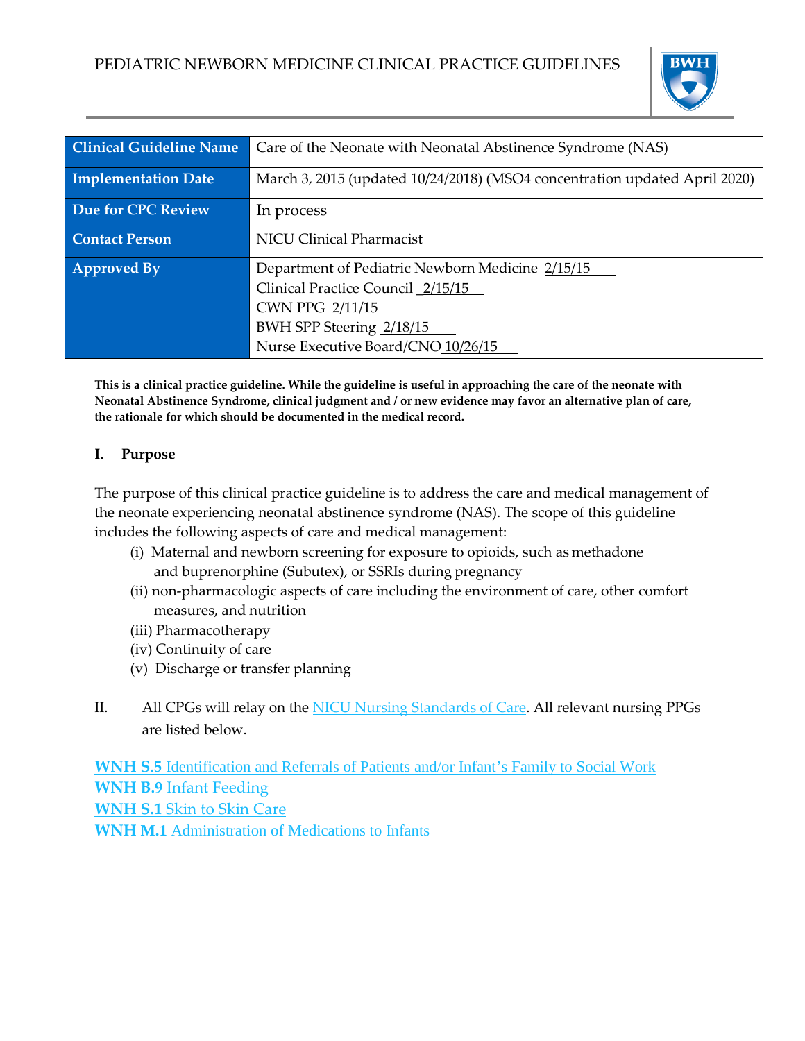PEDIATRIC NEWBORN MEDICINE CLINICAL PRACTICE GUIDELINES

| Clinical Guideline Name | Care of the Neonate with Neonatal Abstinence Syndrome (NAS) |
|---|---|
| Implementation Date | March 3, 2015 (updated 10/24/2018) (MSO4 concentration updated April 2020) |
| Due for CPC Review | In process |
| Contact Person | NICU Clinical Pharmacist |
| Approved By | Department of Pediatric Newborn Medicine 2/15/15<br>Clinical Practice Council 2/15/15<br>CWN PPG 2/11/15<br>BWH SPP Steering 2/18/15<br>Nurse Executive Board/CNO 10/26/15 |

**This is a clinical practice guideline. While the guideline is useful in approaching the care of the neonate with Neonatal Abstinence Syndrome, clinical judgment and / or new evidence may favor an alternative plan of care, the rationale for which should be documented in the medical record.**

## I. Purpose

The purpose of this clinical practice guideline is to address the care and medical management of the neonate experiencing neonatal abstinence syndrome (NAS). The scope of this guideline includes the following aspects of care and medical management:

(i) Maternal and newborn screening for exposure to opioids, such as methadone and buprenorphine (Subutex), or SSRIs during pregnancy
(ii) non-pharmacologic aspects of care including the environment of care, other comfort measures, and nutrition
(iii) Pharmacotherapy
(iv) Continuity of care
(v) Discharge or transfer planning

II. All CPGs will relay on the NICU Nursing Standards of Care. All relevant nursing PPGs are listed below.

**WNH S.5** Identification and Referrals of Patients and/or Infant's Family to Social Work
**WNH B.9** Infant Feeding
**WNH S.1** Skin to Skin Care
**WNH M.1** Administration of Medications to Infants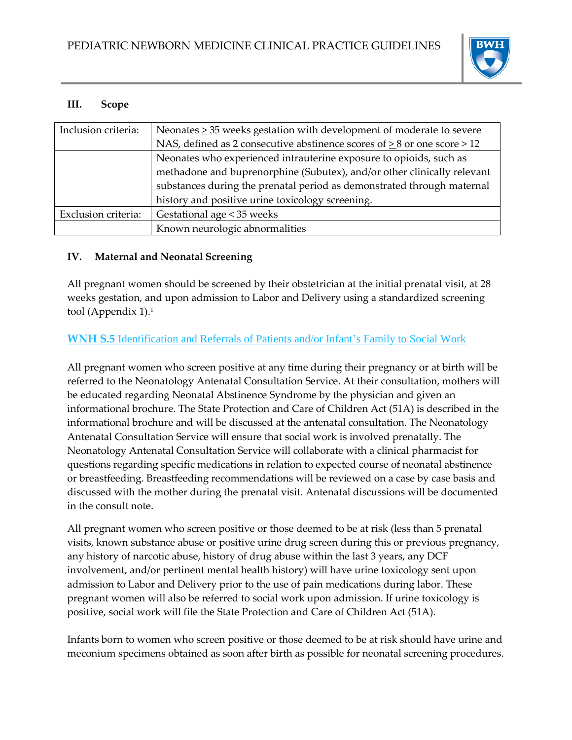## III. Scope

| | |
|---|---|
| Inclusion criteria: | Neonates $\geq$ 35 weeks gestation with development of moderate to severe NAS, defined as 2 consecutive abstinence scores of $\geq$ 8 or one score > 12 |
| | Neonates who experienced intrauterine exposure to opioids, such as methadone and buprenorphine (Subutex), and/or other clinically relevant substances during the prenatal period as demonstrated through maternal history and positive urine toxicology screening. |
| Exclusion criteria: | Gestational age < 35 weeks |
| | Known neurologic abnormalities |

## IV. Maternal and Neonatal Screening

All pregnant women should be screened by their obstetrician at the initial prenatal visit, at 28 weeks gestation, and upon admission to Labor and Delivery using a standardized screening tool (Appendix 1).[1]

**WNH S.5** Identification and Referrals of Patients and/or Infant's Family to Social Work

All pregnant women who screen positive at any time during their pregnancy or at birth will be referred to the Neonatology Antenatal Consultation Service. At their consultation, mothers will be educated regarding Neonatal Abstinence Syndrome by the physician and given an informational brochure. The State Protection and Care of Children Act (51A) is described in the informational brochure and will be discussed at the antenatal consultation. The Neonatology Antenatal Consultation Service will ensure that social work is involved prenatally. The Neonatology Antenatal Consultation Service will collaborate with a clinical pharmacist for questions regarding specific medications in relation to expected course of neonatal abstinence or breastfeeding. Breastfeeding recommendations will be reviewed on a case by case basis and discussed with the mother during the prenatal visit. Antenatal discussions will be documented in the consult note.

All pregnant women who screen positive or those deemed to be at risk (less than 5 prenatal visits, known substance abuse or positive urine drug screen during this or previous pregnancy, any history of narcotic abuse, history of drug abuse within the last 3 years, any DCF involvement, and/or pertinent mental health history) will have urine toxicology sent upon admission to Labor and Delivery prior to the use of pain medications during labor. These pregnant women will also be referred to social work upon admission. If urine toxicology is positive, social work will file the State Protection and Care of Children Act (51A).

Infants born to women who screen positive or those deemed to be at risk should have urine and meconium specimens obtained as soon after birth as possible for neonatal screening procedures.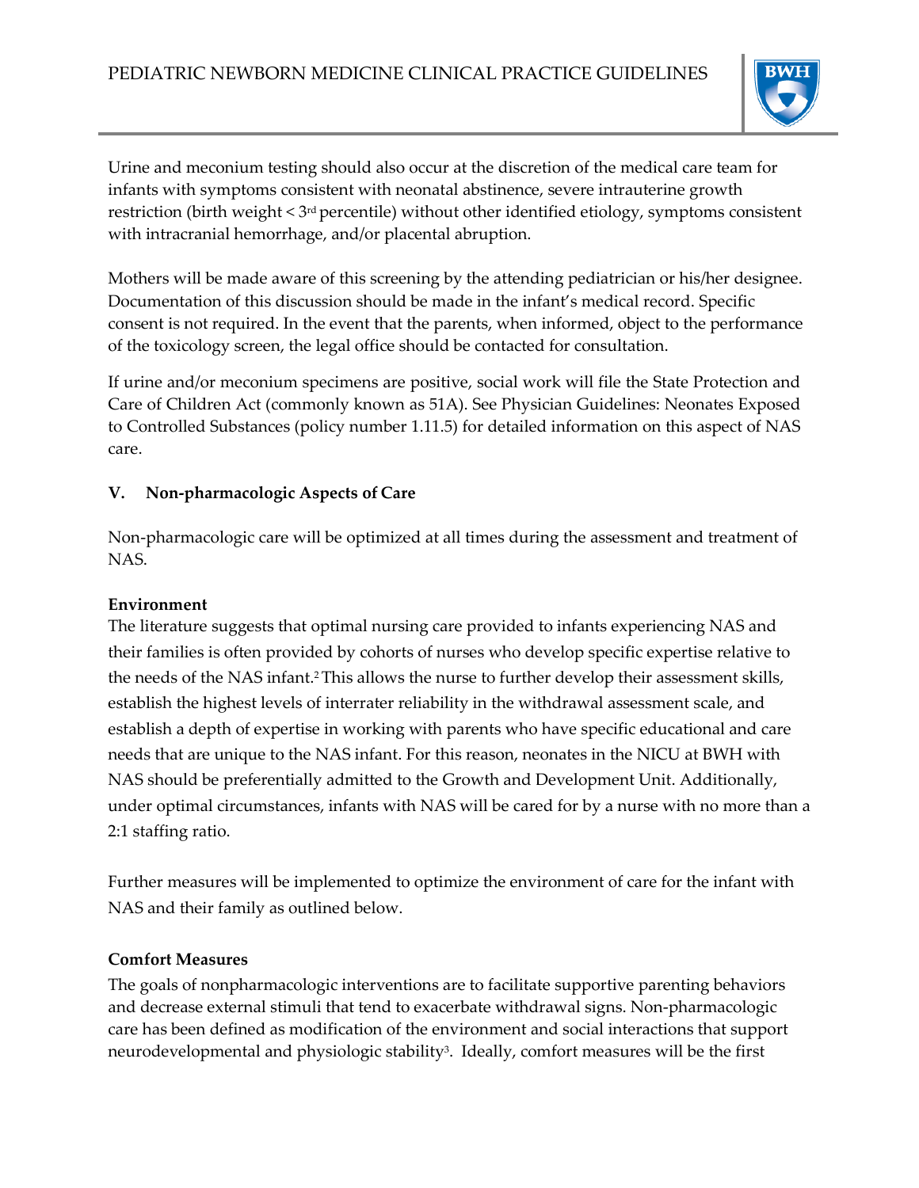Urine and meconium testing should also occur at the discretion of the medical care team for infants with symptoms consistent with neonatal abstinence, severe intrauterine growth restriction (birth weight < 3rd percentile) without other identified etiology, symptoms consistent with intracranial hemorrhage, and/or placental abruption.

Mothers will be made aware of this screening by the attending pediatrician or his/her designee. Documentation of this discussion should be made in the infant's medical record. Specific consent is not required. In the event that the parents, when informed, object to the performance of the toxicology screen, the legal office should be contacted for consultation.

If urine and/or meconium specimens are positive, social work will file the State Protection and Care of Children Act (commonly known as 51A). See Physician Guidelines: Neonates Exposed to Controlled Substances (policy number 1.11.5) for detailed information on this aspect of NAS care.

## V. Non-pharmacologic Aspects of Care

Non-pharmacologic care will be optimized at all times during the assessment and treatment of NAS.

**Environment**

The literature suggests that optimal nursing care provided to infants experiencing NAS and their families is often provided by cohorts of nurses who develop specific expertise relative to the needs of the NAS infant.[2] This allows the nurse to further develop their assessment skills, establish the highest levels of interrater reliability in the withdrawal assessment scale, and establish a depth of expertise in working with parents who have specific educational and care needs that are unique to the NAS infant. For this reason, neonates in the NICU at BWH with NAS should be preferentially admitted to the Growth and Development Unit. Additionally, under optimal circumstances, infants with NAS will be cared for by a nurse with no more than a 2:1 staffing ratio.

Further measures will be implemented to optimize the environment of care for the infant with NAS and their family as outlined below.

**Comfort Measures**

The goals of nonpharmacologic interventions are to facilitate supportive parenting behaviors and decrease external stimuli that tend to exacerbate withdrawal signs. Non-pharmacologic care has been defined as modification of the environment and social interactions that support neurodevelopmental and physiologic stability[3]. Ideally, comfort measures will be the first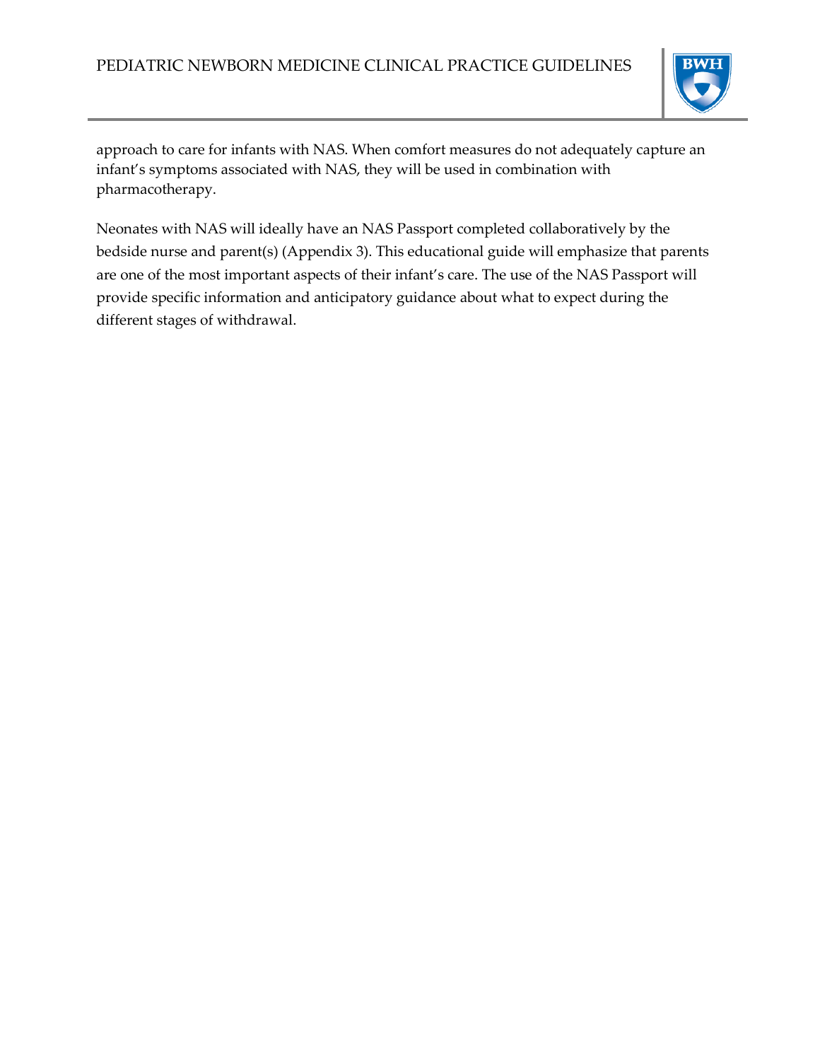approach to care for infants with NAS. When comfort measures do not adequately capture an infant's symptoms associated with NAS, they will be used in combination with pharmacotherapy.

Neonates with NAS will ideally have an NAS Passport completed collaboratively by the bedside nurse and parent(s) (Appendix 3). This educational guide will emphasize that parents are one of the most important aspects of their infant's care. The use of the NAS Passport will provide specific information and anticipatory guidance about what to expect during the different stages of withdrawal.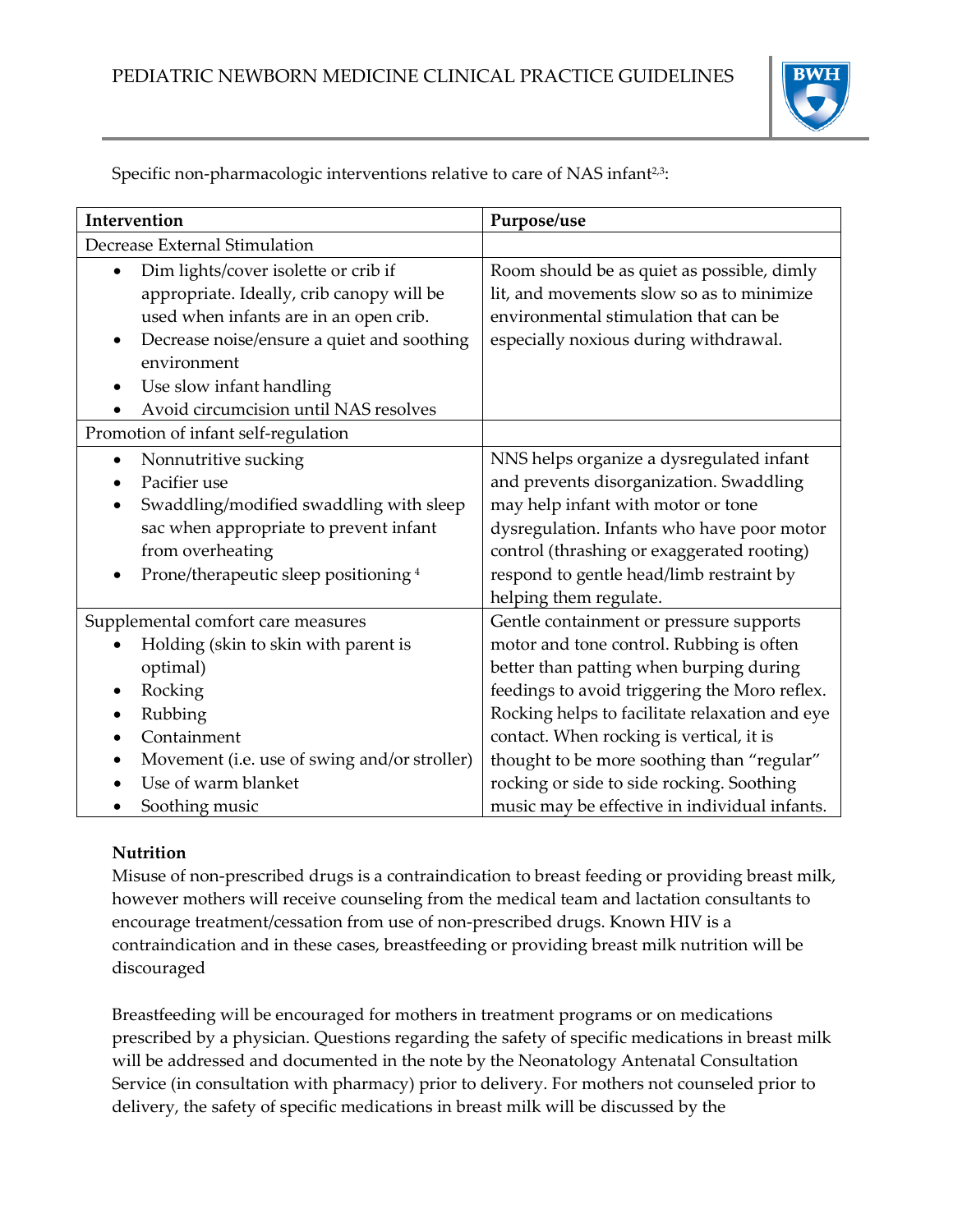Specific non-pharmacologic interventions relative to care of NAS infant[2,3]:

| Intervention | Purpose/use |
| --- | --- |
| Decrease External Stimulation | |
| • Dim lights/cover isolette or crib if appropriate. Ideally, crib canopy will be used when infants are in an open crib.<br>• Decrease noise/ensure a quiet and soothing environment<br>• Use slow infant handling<br>• Avoid circumcision until NAS resolves | Room should be as quiet as possible, dimly lit, and movements slow so as to minimize environmental stimulation that can be especially noxious during withdrawal. |
| Promotion of infant self-regulation | |
| • Nonnutritive sucking<br>• Pacifier use<br>• Swaddling/modified swaddling with sleep sac when appropriate to prevent infant from overheating<br>• Prone/therapeutic sleep positioning [4] | NNS helps organize a dysregulated infant and prevents disorganization. Swaddling may help infant with motor or tone dysregulation. Infants who have poor motor control (thrashing or exaggerated rooting) respond to gentle head/limb restraint by helping them regulate. |
| Supplemental comfort care measures<br>• Holding (skin to skin with parent is optimal)<br>• Rocking<br>• Rubbing<br>• Containment<br>• Movement (i.e. use of swing and/or stroller)<br>• Use of warm blanket<br>• Soothing music | Gentle containment or pressure supports motor and tone control. Rubbing is often better than patting when burping during feedings to avoid triggering the Moro reflex. Rocking helps to facilitate relaxation and eye contact. When rocking is vertical, it is thought to be more soothing than "regular" rocking or side to side rocking. Soothing music may be effective in individual infants. |

**Nutrition**

Misuse of non-prescribed drugs is a contraindication to breast feeding or providing breast milk, however mothers will receive counseling from the medical team and lactation consultants to encourage treatment/cessation from use of non-prescribed drugs. Known HIV is a contraindication and in these cases, breastfeeding or providing breast milk nutrition will be discouraged

Breastfeeding will be encouraged for mothers in treatment programs or on medications prescribed by a physician. Questions regarding the safety of specific medications in breast milk will be addressed and documented in the note by the Neonatology Antenatal Consultation Service (in consultation with pharmacy) prior to delivery. For mothers not counseled prior to delivery, the safety of specific medications in breast milk will be discussed by the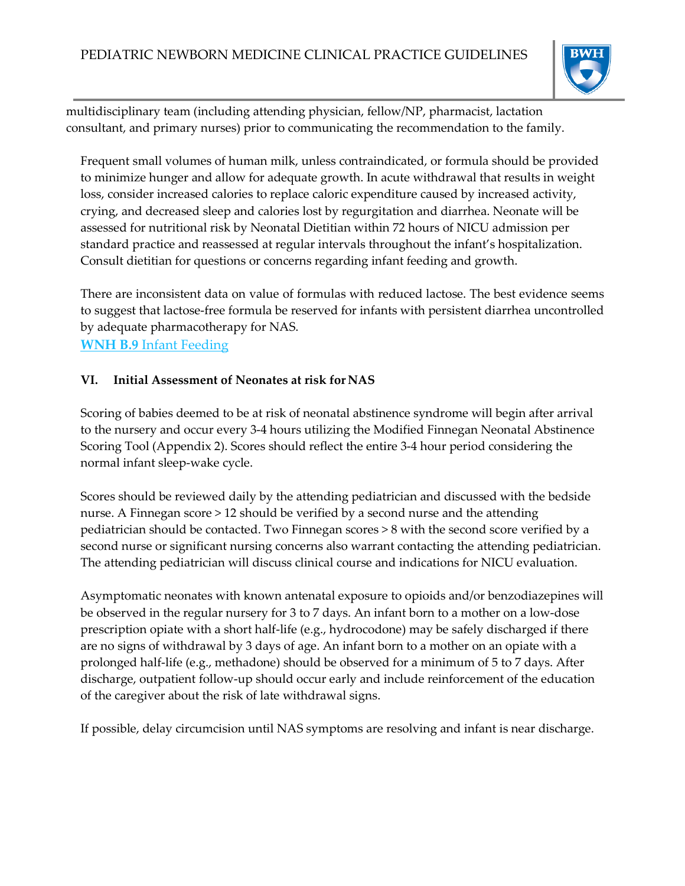multidisciplinary team (including attending physician, fellow/NP, pharmacist, lactation consultant, and primary nurses) prior to communicating the recommendation to the family.

Frequent small volumes of human milk, unless contraindicated, or formula should be provided to minimize hunger and allow for adequate growth. In acute withdrawal that results in weight loss, consider increased calories to replace caloric expenditure caused by increased activity, crying, and decreased sleep and calories lost by regurgitation and diarrhea. Neonate will be assessed for nutritional risk by Neonatal Dietitian within 72 hours of NICU admission per standard practice and reassessed at regular intervals throughout the infant's hospitalization. Consult dietitian for questions or concerns regarding infant feeding and growth.

There are inconsistent data on value of formulas with reduced lactose. The best evidence seems to suggest that lactose-free formula be reserved for infants with persistent diarrhea uncontrolled by adequate pharmacotherapy for NAS.

**WNH B.9** Infant Feeding

## VI. Initial Assessment of Neonates at risk for NAS

Scoring of babies deemed to be at risk of neonatal abstinence syndrome will begin after arrival to the nursery and occur every 3-4 hours utilizing the Modified Finnegan Neonatal Abstinence Scoring Tool (Appendix 2). Scores should reflect the entire 3-4 hour period considering the normal infant sleep-wake cycle.

Scores should be reviewed daily by the attending pediatrician and discussed with the bedside nurse. A Finnegan score > 12 should be verified by a second nurse and the attending pediatrician should be contacted. Two Finnegan scores > 8 with the second score verified by a second nurse or significant nursing concerns also warrant contacting the attending pediatrician. The attending pediatrician will discuss clinical course and indications for NICU evaluation.

Asymptomatic neonates with known antenatal exposure to opioids and/or benzodiazepines will be observed in the regular nursery for 3 to 7 days. An infant born to a mother on a low-dose prescription opiate with a short half-life (e.g., hydrocodone) may be safely discharged if there are no signs of withdrawal by 3 days of age. An infant born to a mother on an opiate with a prolonged half-life (e.g., methadone) should be observed for a minimum of 5 to 7 days. After discharge, outpatient follow-up should occur early and include reinforcement of the education of the caregiver about the risk of late withdrawal signs.

If possible, delay circumcision until NAS symptoms are resolving and infant is near discharge.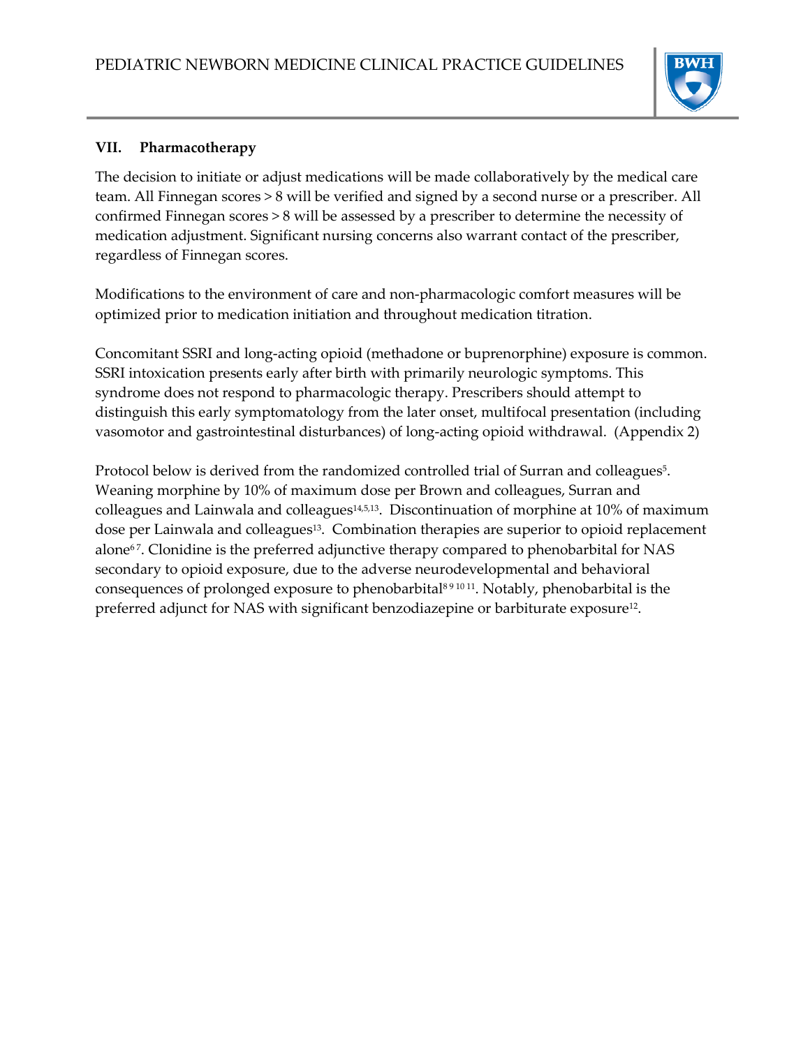## VII. Pharmacotherapy

The decision to initiate or adjust medications will be made collaboratively by the medical care team. All Finnegan scores > 8 will be verified and signed by a second nurse or a prescriber. All confirmed Finnegan scores > 8 will be assessed by a prescriber to determine the necessity of medication adjustment. Significant nursing concerns also warrant contact of the prescriber, regardless of Finnegan scores.

Modifications to the environment of care and non-pharmacologic comfort measures will be optimized prior to medication initiation and throughout medication titration.

Concomitant SSRI and long-acting opioid (methadone or buprenorphine) exposure is common. SSRI intoxication presents early after birth with primarily neurologic symptoms. This syndrome does not respond to pharmacologic therapy. Prescribers should attempt to distinguish this early symptomatology from the later onset, multifocal presentation (including vasomotor and gastrointestinal disturbances) of long-acting opioid withdrawal. (Appendix 2)

Protocol below is derived from the randomized controlled trial of Surran and colleagues[5]. Weaning morphine by 10% of maximum dose per Brown and colleagues, Surran and colleagues and Lainwala and colleagues[14,5,13]. Discontinuation of morphine at 10% of maximum dose per Lainwala and colleagues[13]. Combination therapies are superior to opioid replacement alone[6 7]. Clonidine is the preferred adjunctive therapy compared to phenobarbital for NAS secondary to opioid exposure, due to the adverse neurodevelopmental and behavioral consequences of prolonged exposure to phenobarbital[8 9 10 11]. Notably, phenobarbital is the preferred adjunct for NAS with significant benzodiazepine or barbiturate exposure[12].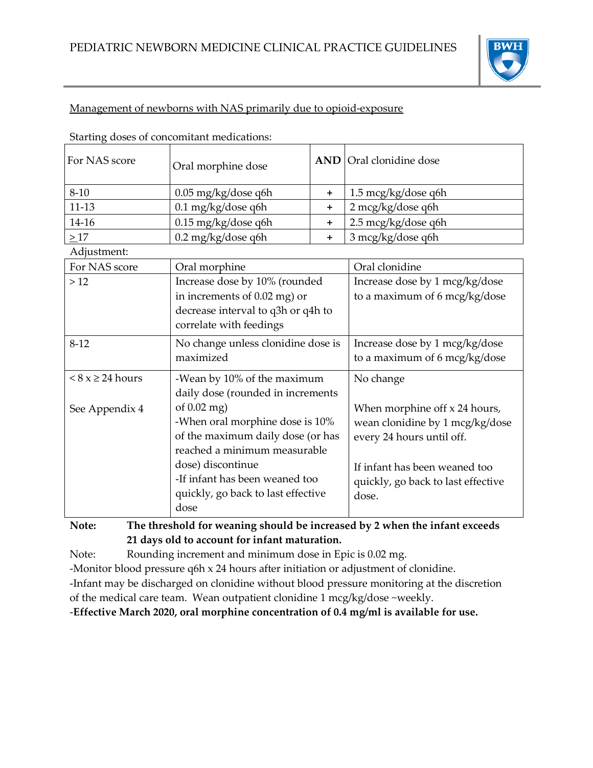Management of newborns with NAS primarily due to opioid-exposure

Starting doses of concomitant medications:

| For NAS score | Oral morphine dose | AND | Oral clonidine dose |
|---|---|---|---|
| 8-10 | 0.05 mg/kg/dose q6h | + | 1.5 mcg/kg/dose q6h |
| 11-13 | 0.1 mg/kg/dose q6h | + | 2 mcg/kg/dose q6h |
| 14-16 | 0.15 mg/kg/dose q6h | + | 2.5 mcg/kg/dose q6h |
| ≥ 17 | 0.2 mg/kg/dose q6h | + | 3 mcg/kg/dose q6h |

Adjustment:

| For NAS score | Oral morphine | Oral clonidine |
|---|---|---|
| > 12 | Increase dose by 10% (rounded in increments of 0.02 mg) or decrease interval to q3h or q4h to correlate with feedings | Increase dose by 1 mcg/kg/dose to a maximum of 6 mcg/kg/dose |
| 8-12 | No change unless clonidine dose is maximized | Increase dose by 1 mcg/kg/dose to a maximum of 6 mcg/kg/dose |
| < 8 x ≥ 24 hours<br><br>See Appendix 4 | -Wean by 10% of the maximum daily dose (rounded in increments of 0.02 mg)<br>-When oral morphine dose is 10% of the maximum daily dose (or has reached a minimum measurable dose) discontinue<br>-If infant has been weaned too quickly, go back to last effective dose | No change<br><br>When morphine off x 24 hours, wean clonidine by 1 mcg/kg/dose every 24 hours until off.<br><br>If infant has been weaned too quickly, go back to last effective dose. |

**Note: The threshold for weaning should be increased by 2 when the infant exceeds 21 days old to account for infant maturation.**

Note: Rounding increment and minimum dose in Epic is 0.02 mg.

-Monitor blood pressure q6h x 24 hours after initiation or adjustment of clonidine.

-Infant may be discharged on clonidine without blood pressure monitoring at the discretion of the medical care team. Wean outpatient clonidine 1 mcg/kg/dose ~weekly.

-**Effective March 2020, oral morphine concentration of 0.4 mg/ml is available for use.**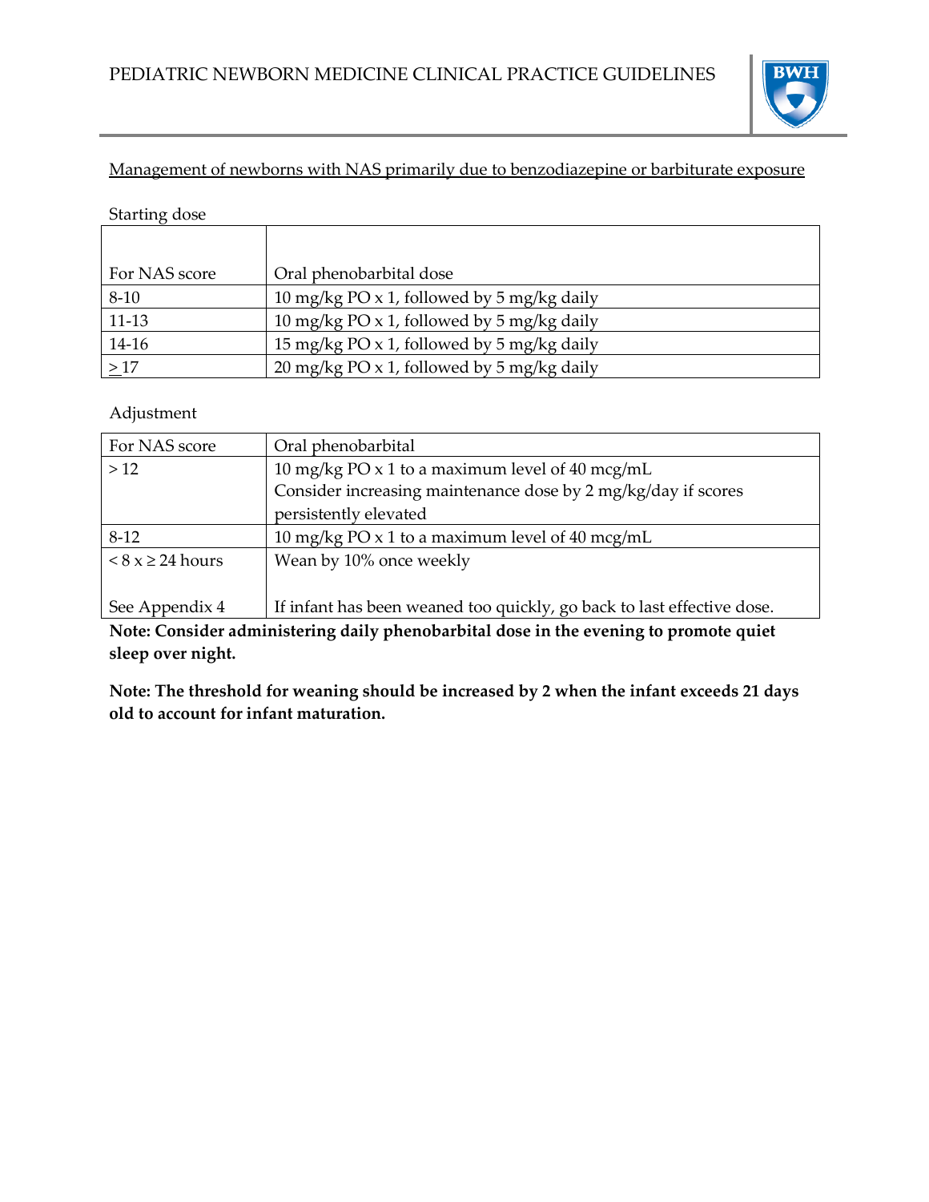## Management of newborns with NAS primarily due to benzodiazepine or barbiturate exposure

Starting dose

| For NAS score | Oral phenobarbital dose |
|---|---|
| 8-10 | 10 mg/kg PO x 1, followed by 5 mg/kg daily |
| 11-13 | 10 mg/kg PO x 1, followed by 5 mg/kg daily |
| 14-16 | 15 mg/kg PO x 1, followed by 5 mg/kg daily |
| ≥ 17 | 20 mg/kg PO x 1, followed by 5 mg/kg daily |

Adjustment

| For NAS score | Oral phenobarbital |
|---|---|
| > 12 | 10 mg/kg PO x 1 to a maximum level of 40 mcg/mL<br>Consider increasing maintenance dose by 2 mg/kg/day if scores persistently elevated |
| 8-12 | 10 mg/kg PO x 1 to a maximum level of 40 mcg/mL |
| < 8 x ≥ 24 hours<br><br>See Appendix 4 | Wean by 10% once weekly<br><br>If infant has been weaned too quickly, go back to last effective dose. |

**Note: Consider administering daily phenobarbital dose in the evening to promote quiet sleep over night.**

**Note: The threshold for weaning should be increased by 2 when the infant exceeds 21 days old to account for infant maturation.**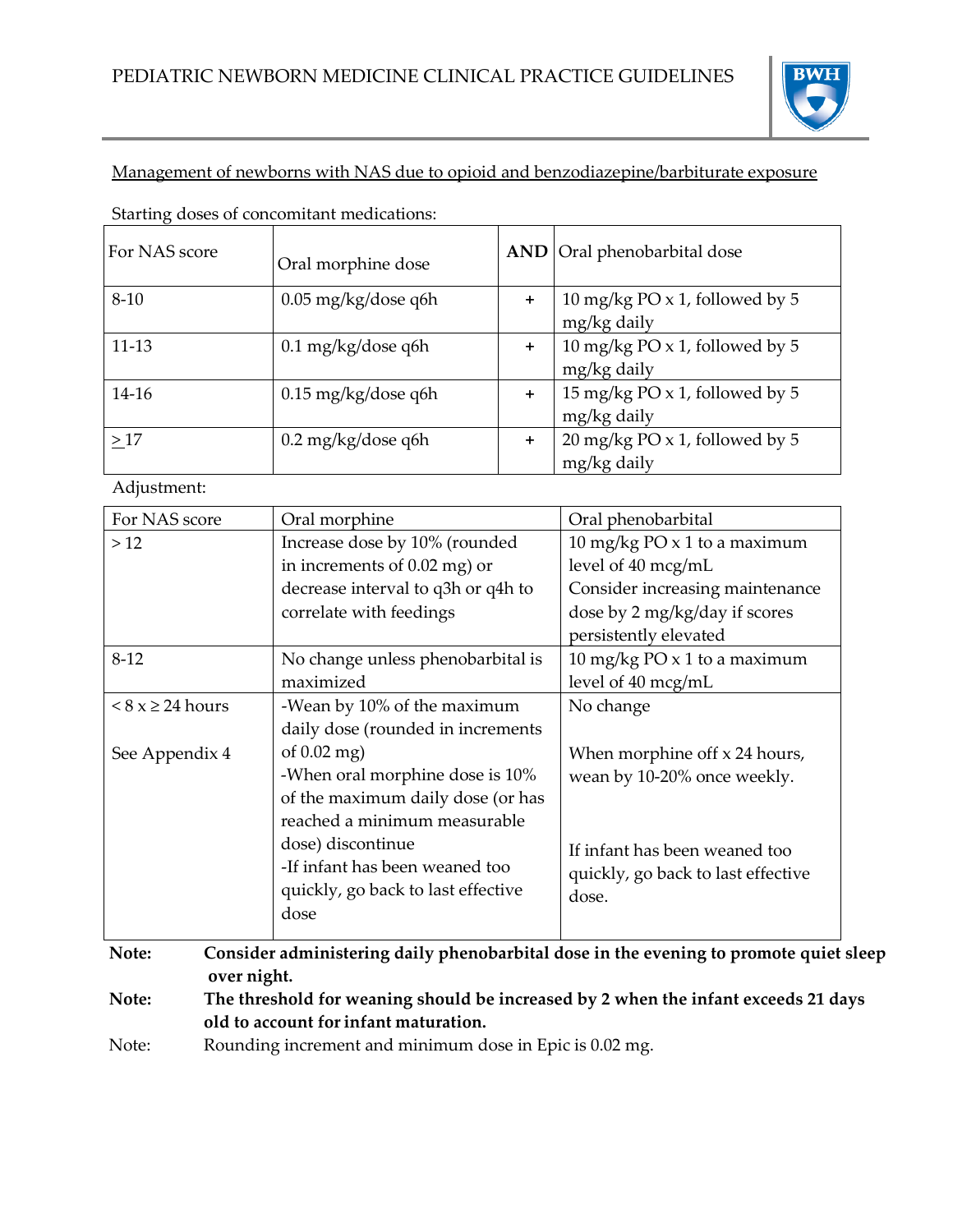Management of newborns with NAS due to opioid and benzodiazepine/barbiturate exposure

Starting doses of concomitant medications:

| For NAS score | Oral morphine dose | **AND** | Oral phenobarbital dose |
|---|---|---|---|
| 8-10 | 0.05 mg/kg/dose q6h | + | 10 mg/kg PO x 1, followed by 5 mg/kg daily |
| 11-13 | 0.1 mg/kg/dose q6h | + | 10 mg/kg PO x 1, followed by 5 mg/kg daily |
| 14-16 | 0.15 mg/kg/dose q6h | + | 15 mg/kg PO x 1, followed by 5 mg/kg daily |
| ≥17 | 0.2 mg/kg/dose q6h | + | 20 mg/kg PO x 1, followed by 5 mg/kg daily |

Adjustment:

| For NAS score | Oral morphine | Oral phenobarbital |
|---|---|---|
| > 12 | Increase dose by 10% (rounded in increments of 0.02 mg) or decrease interval to q3h or q4h to correlate with feedings | 10 mg/kg PO x 1 to a maximum level of 40 mcg/mL<br>Consider increasing maintenance dose by 2 mg/kg/day if scores persistently elevated |
| 8-12 | No change unless phenobarbital is maximized | 10 mg/kg PO x 1 to a maximum level of 40 mcg/mL |
| < 8 x ≥ 24 hours<br><br>See Appendix 4 | -Wean by 10% of the maximum daily dose (rounded in increments of 0.02 mg)<br>-When oral morphine dose is 10% of the maximum daily dose (or has reached a minimum measurable dose) discontinue<br>-If infant has been weaned too quickly, go back to last effective dose | No change<br><br>When morphine off x 24 hours, wean by 10-20% once weekly.<br><br>If infant has been weaned too quickly, go back to last effective dose. |

**Note:** **Consider administering daily phenobarbital dose in the evening to promote quiet sleep over night.**

**Note:** **The threshold for weaning should be increased by 2 when the infant exceeds 21 days old to account for infant maturation.**

Note: Rounding increment and minimum dose in Epic is 0.02 mg.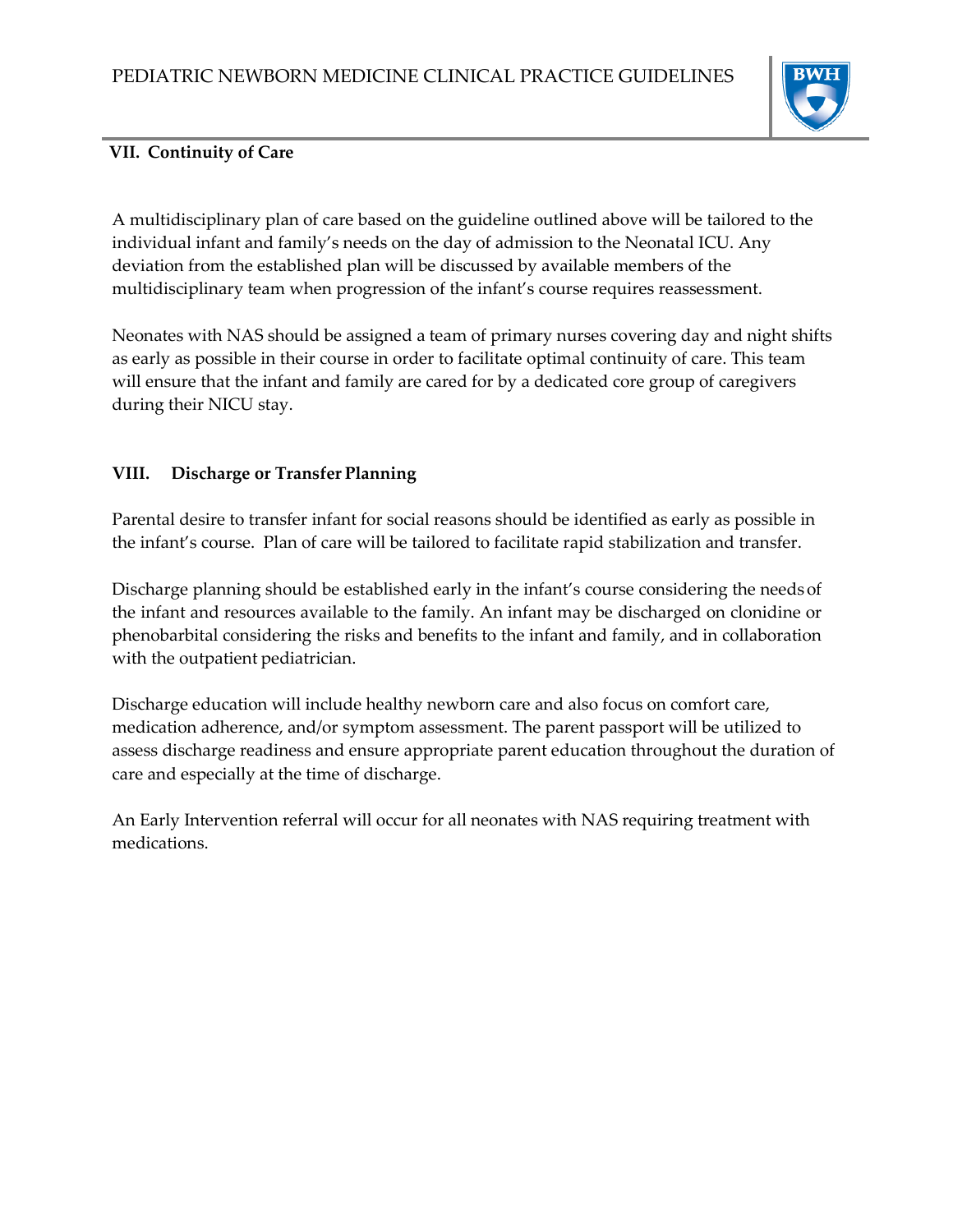## VII. Continuity of Care

A multidisciplinary plan of care based on the guideline outlined above will be tailored to the individual infant and family's needs on the day of admission to the Neonatal ICU. Any deviation from the established plan will be discussed by available members of the multidisciplinary team when progression of the infant's course requires reassessment.

Neonates with NAS should be assigned a team of primary nurses covering day and night shifts as early as possible in their course in order to facilitate optimal continuity of care. This team will ensure that the infant and family are cared for by a dedicated core group of caregivers during their NICU stay.

## VIII. Discharge or Transfer Planning

Parental desire to transfer infant for social reasons should be identified as early as possible in the infant's course. Plan of care will be tailored to facilitate rapid stabilization and transfer.

Discharge planning should be established early in the infant's course considering the needs of the infant and resources available to the family. An infant may be discharged on clonidine or phenobarbital considering the risks and benefits to the infant and family, and in collaboration with the outpatient pediatrician.

Discharge education will include healthy newborn care and also focus on comfort care, medication adherence, and/or symptom assessment. The parent passport will be utilized to assess discharge readiness and ensure appropriate parent education throughout the duration of care and especially at the time of discharge.

An Early Intervention referral will occur for all neonates with NAS requiring treatment with medications.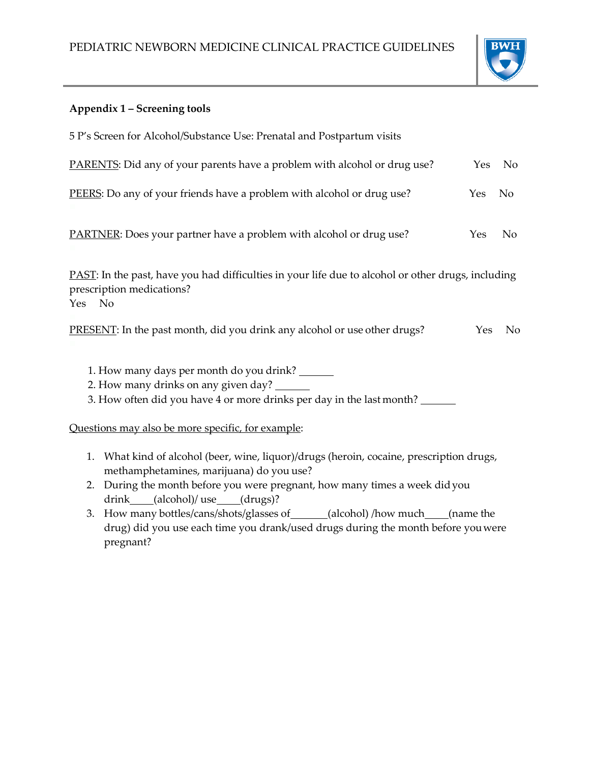## Appendix 1 – Screening tools

5 P's Screen for Alcohol/Substance Use: Prenatal and Postpartum visits

<u>PARENTS</u>: Did any of your parents have a problem with alcohol or drug use? Yes No

<u>PEERS</u>: Do any of your friends have a problem with alcohol or drug use? Yes No

<u>PARTNER</u>: Does your partner have a problem with alcohol or drug use? Yes No

<u>PAST</u>: In the past, have you had difficulties in your life due to alcohol or other drugs, including prescription medications?
Yes No

<u>PRESENT</u>: In the past month, did you drink any alcohol or use other drugs? Yes No

1. How many days per month do you drink? ______
2. How many drinks on any given day? ______
3. How often did you have 4 or more drinks per day in the last month? ______

<u>Questions may also be more specific, for example</u>:

1. What kind of alcohol (beer, wine, liquor)/drugs (heroin, cocaine, prescription drugs, methamphetamines, marijuana) do you use?
2. During the month before you were pregnant, how many times a week did you drink____(alcohol)/ use____(drugs)?
3. How many bottles/cans/shots/glasses of______(alcohol) /how much____(name the drug) did you use each time you drank/used drugs during the month before you were pregnant?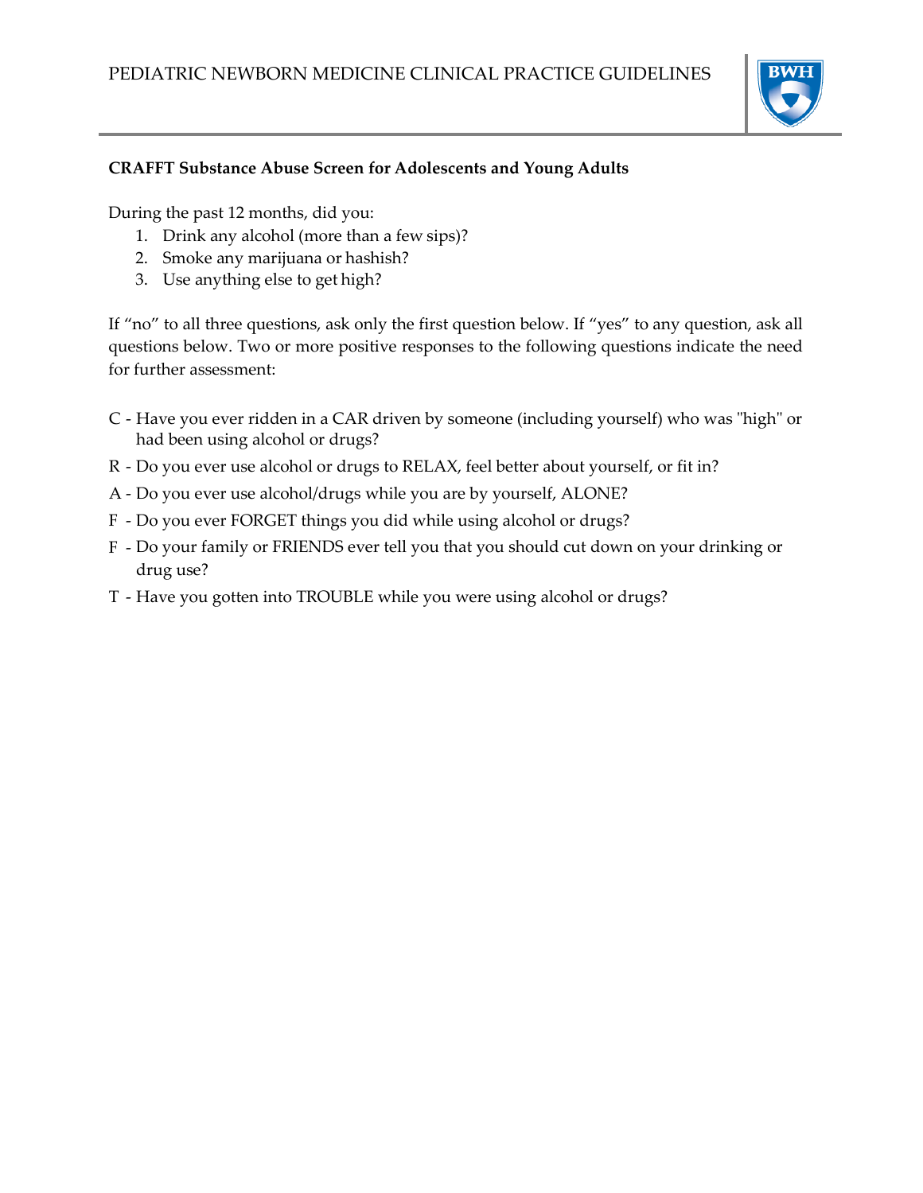**CRAFFT Substance Abuse Screen for Adolescents and Young Adults**

During the past 12 months, did you:

1. Drink any alcohol (more than a few sips)?
2. Smoke any marijuana or hashish?
3. Use anything else to get high?

If "no" to all three questions, ask only the first question below. If "yes" to any question, ask all questions below. Two or more positive responses to the following questions indicate the need for further assessment:

C - Have you ever ridden in a CAR driven by someone (including yourself) who was "high" or had been using alcohol or drugs?

R - Do you ever use alcohol or drugs to RELAX, feel better about yourself, or fit in?

A - Do you ever use alcohol/drugs while you are by yourself, ALONE?

F - Do you ever FORGET things you did while using alcohol or drugs?

F - Do your family or FRIENDS ever tell you that you should cut down on your drinking or drug use?

T - Have you gotten into TROUBLE while you were using alcohol or drugs?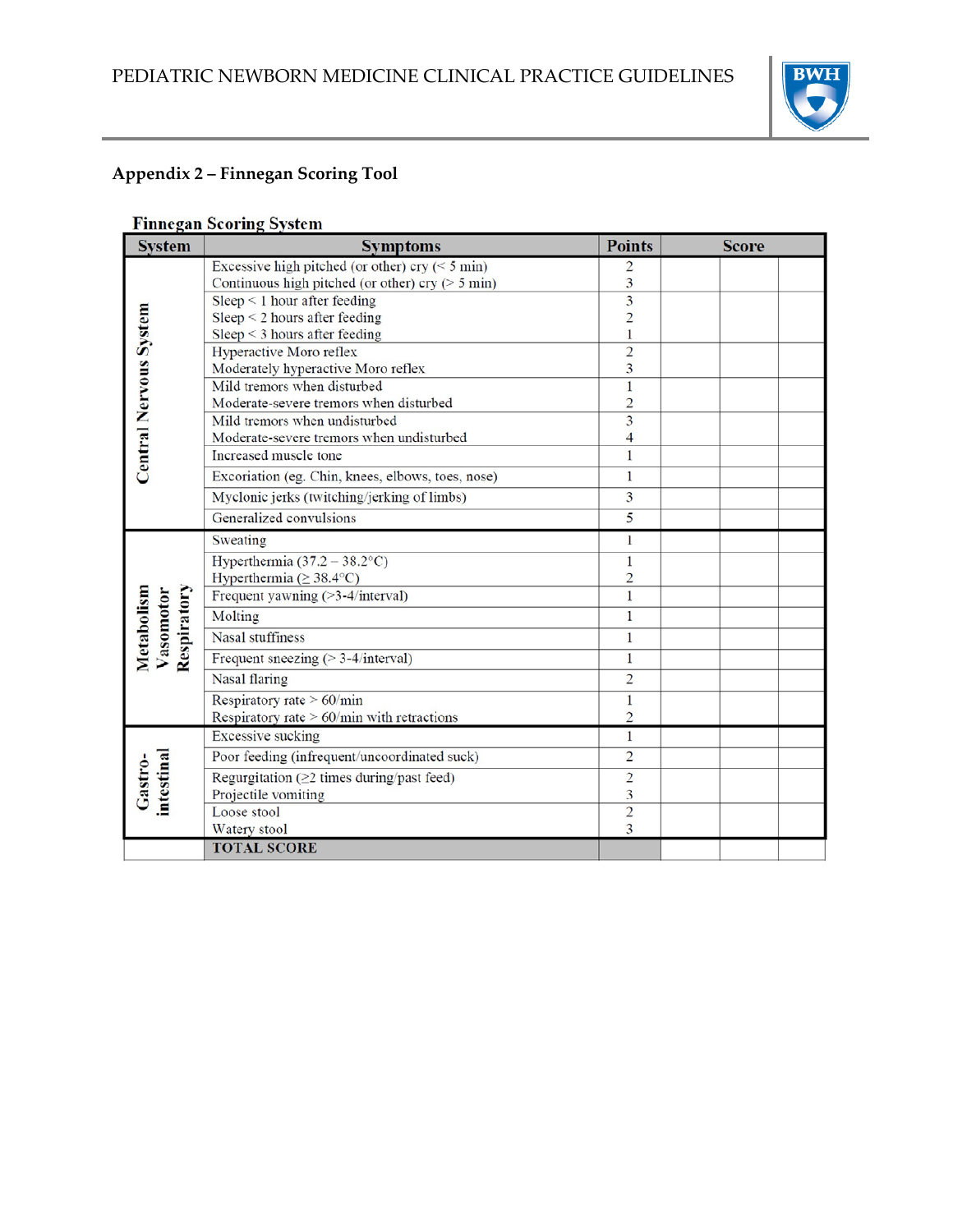## Appendix 2 – Finnegan Scoring Tool

### Finnegan Scoring System

| System | Symptoms | Points | Score | | |
|---|---|---|---|---|---|
| Central Nervous System | Excessive high pitched (or other) cry (< 5 min) | 2 | | | |
| | Continuous high pitched (or other) cry (> 5 min) | 3 | | | |
| | Sleep < 1 hour after feeding | 3 | | | |
| | Sleep < 2 hours after feeding | 2 | | | |
| | Sleep < 3 hours after feeding | 1 | | | |
| | Hyperactive Moro reflex | 2 | | | |
| | Moderately hyperactive Moro reflex | 3 | | | |
| | Mild tremors when disturbed | 1 | | | |
| | Moderate-severe tremors when disturbed | 2 | | | |
| | Mild tremors when undisturbed | 3 | | | |
| | Moderate-severe tremors when undisturbed | 4 | | | |
| | Increased muscle tone | 1 | | | |
| | Excoriation (eg. Chin, knees, elbows, toes, nose) | 1 | | | |
| | Myclonic jerks (twitching/jerking of limbs) | 3 | | | |
| | Generalized convulsions | 5 | | | |
| Metabolism Vasomotor Respiratory | Sweating | 1 | | | |
| | Hyperthermia (37.2 – 38.2°C) | 1 | | | |
| | Hyperthermia (≥ 38.4°C) | 2 | | | |
| | Frequent yawning (>3-4/interval) | 1 | | | |
| | Molting | 1 | | | |
| | Nasal stuffiness | 1 | | | |
| | Frequent sneezing (> 3-4/interval) | 1 | | | |
| | Nasal flaring | 2 | | | |
| | Respiratory rate > 60/min | 1 | | | |
| | Respiratory rate > 60/min with retractions | 2 | | | |
| Gastro-intestinal | Excessive sucking | 1 | | | |
| | Poor feeding (infrequent/uncoordinated suck) | 2 | | | |
| | Regurgitation (≥2 times during/past feed) | 2 | | | |
| | Projectile vomiting | 3 | | | |
| | Loose stool | 2 | | | |
| | Watery stool | 3 | | | |
| | **TOTAL SCORE** | | | | |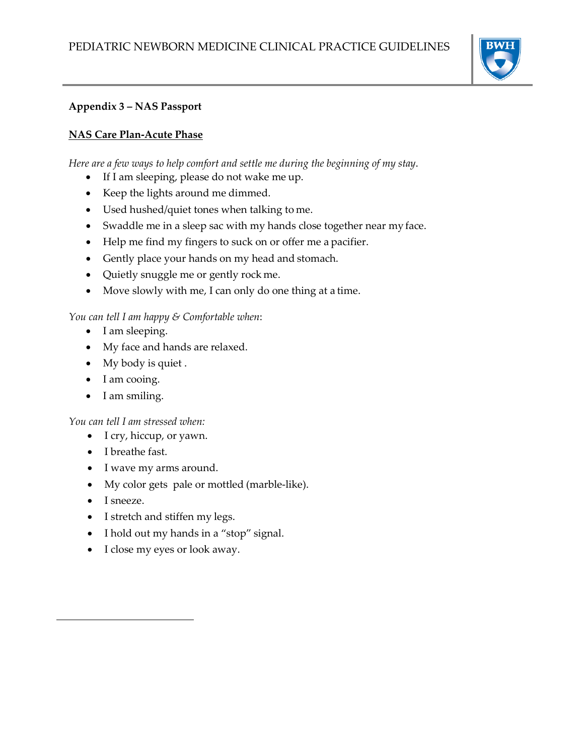**Appendix 3 – NAS Passport**

**NAS Care Plan-Acute Phase**

*Here are a few ways to help comfort and settle me during the beginning of my stay.*

- If I am sleeping, please do not wake me up.
- Keep the lights around me dimmed.
- Used hushed/quiet tones when talking to me.
- Swaddle me in a sleep sac with my hands close together near my face.
- Help me find my fingers to suck on or offer me a pacifier.
- Gently place your hands on my head and stomach.
- Quietly snuggle me or gently rock me.
- Move slowly with me, I can only do one thing at a time.

*You can tell I am happy & Comfortable when*:

- I am sleeping.
- My face and hands are relaxed.
- My body is quiet .
- I am cooing.
- I am smiling.

*You can tell I am stressed when:*

- I cry, hiccup, or yawn.
- I breathe fast.
- I wave my arms around.
- My color gets  pale or mottled (marble-like).
- I sneeze.
- I stretch and stiffen my legs.
- I hold out my hands in a "stop" signal.
- I close my eyes or look away.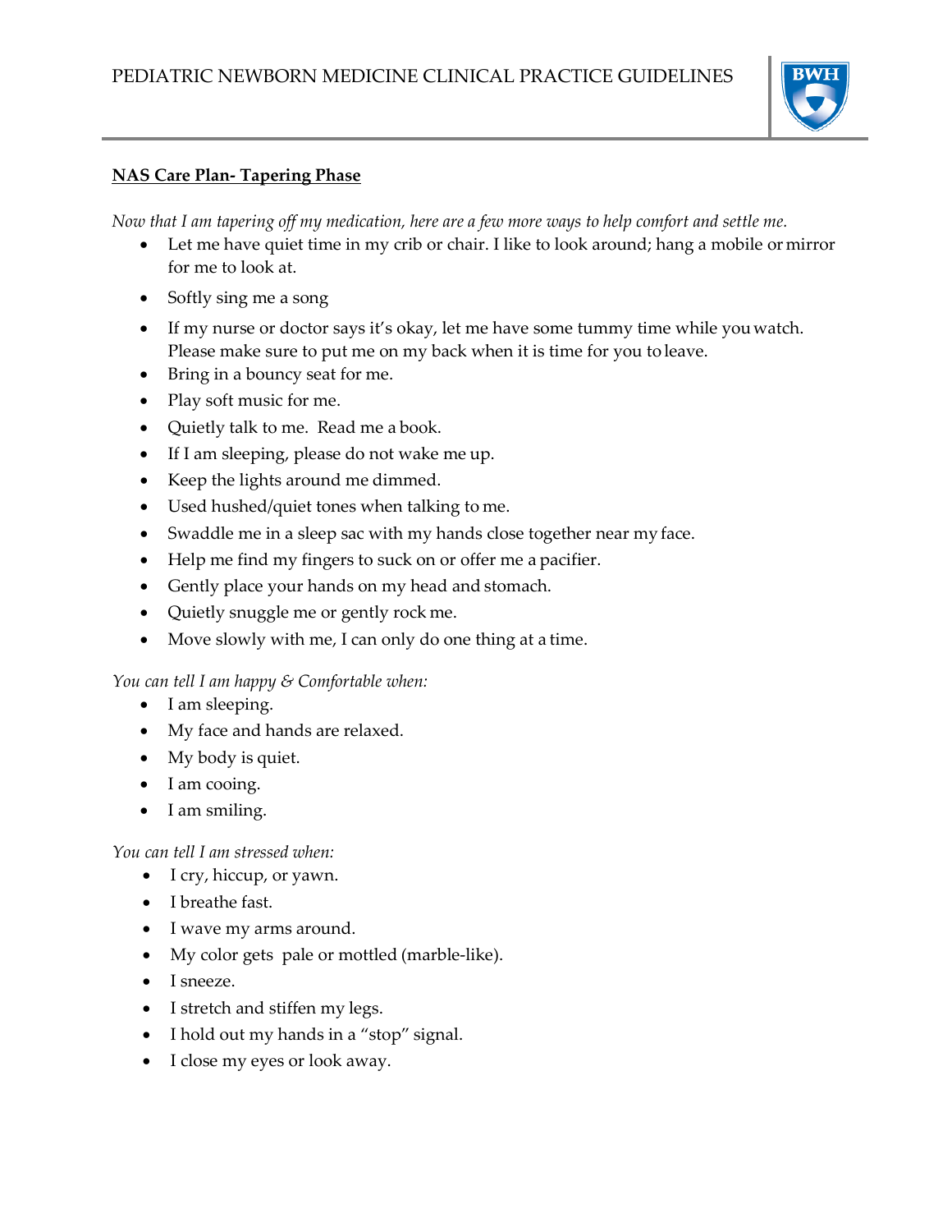**NAS Care Plan- Tapering Phase**

*Now that I am tapering off my medication, here are a few more ways to help comfort and settle me.*

- Let me have quiet time in my crib or chair. I like to look around; hang a mobile or mirror for me to look at.
- Softly sing me a song
- If my nurse or doctor says it's okay, let me have some tummy time while you watch. Please make sure to put me on my back when it is time for you to leave.
- Bring in a bouncy seat for me.
- Play soft music for me.
- Quietly talk to me. Read me a book.
- If I am sleeping, please do not wake me up.
- Keep the lights around me dimmed.
- Used hushed/quiet tones when talking to me.
- Swaddle me in a sleep sac with my hands close together near my face.
- Help me find my fingers to suck on or offer me a pacifier.
- Gently place your hands on my head and stomach.
- Quietly snuggle me or gently rock me.
- Move slowly with me, I can only do one thing at a time.

*You can tell I am happy & Comfortable when:*

- I am sleeping.
- My face and hands are relaxed.
- My body is quiet.
- I am cooing.
- I am smiling.

*You can tell I am stressed when:*

- I cry, hiccup, or yawn.
- I breathe fast.
- I wave my arms around.
- My color gets pale or mottled (marble-like).
- I sneeze.
- I stretch and stiffen my legs.
- I hold out my hands in a "stop" signal.
- I close my eyes or look away.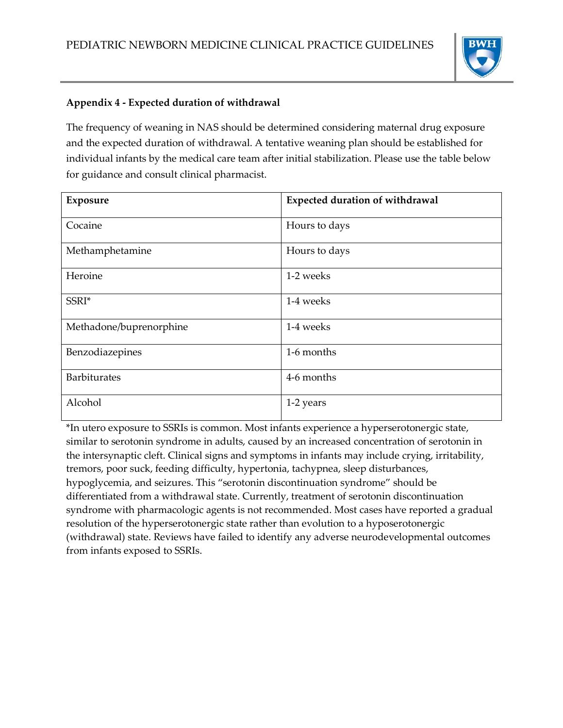## Appendix 4 - Expected duration of withdrawal

The frequency of weaning in NAS should be determined considering maternal drug exposure and the expected duration of withdrawal. A tentative weaning plan should be established for individual infants by the medical care team after initial stabilization. Please use the table below for guidance and consult clinical pharmacist.

| Exposure | Expected duration of withdrawal |
|---|---|
| Cocaine | Hours to days |
| Methamphetamine | Hours to days |
| Heroine | 1-2 weeks |
| SSRI* | 1-4 weeks |
| Methadone/buprenorphine | 1-4 weeks |
| Benzodiazepines | 1-6 months |
| Barbiturates | 4-6 months |
| Alcohol | 1-2 years |

*In utero exposure to SSRIs is common. Most infants experience a hyperserotonergic state, similar to serotonin syndrome in adults, caused by an increased concentration of serotonin in the intersynaptic cleft. Clinical signs and symptoms in infants may include crying, irritability, tremors, poor suck, feeding difficulty, hypertonia, tachypnea, sleep disturbances, hypoglycemia, and seizures. This "serotonin discontinuation syndrome" should be differentiated from a withdrawal state. Currently, treatment of serotonin discontinuation syndrome with pharmacologic agents is not recommended. Most cases have reported a gradual resolution of the hyperserotonergic state rather than evolution to a hyposerotonergic (withdrawal) state. Reviews have failed to identify any adverse neurodevelopmental outcomes from infants exposed to SSRIs.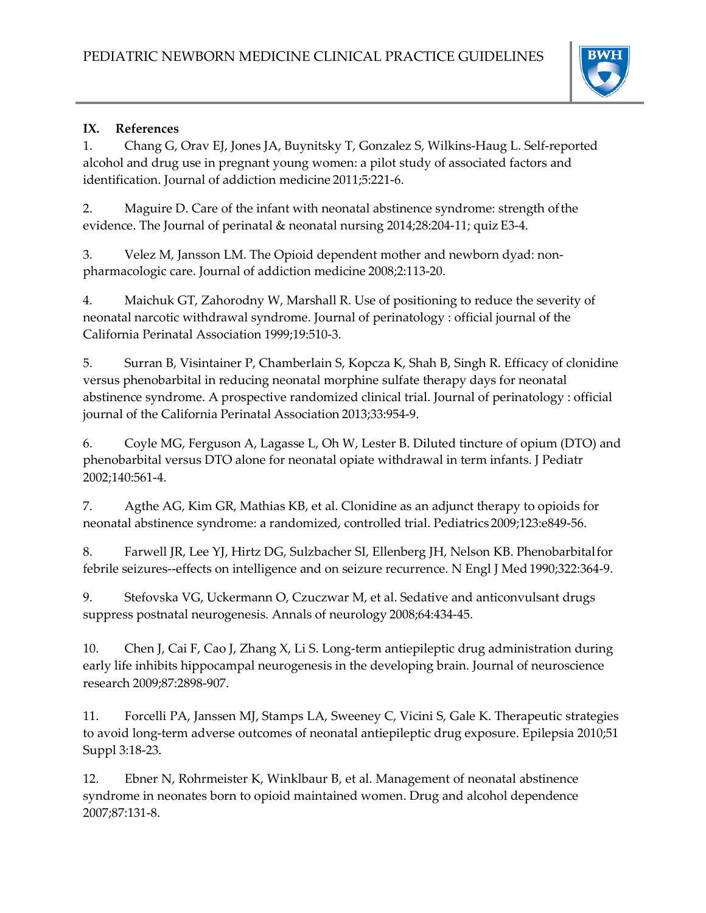## IX. References

1. Chang G, Orav EJ, Jones JA, Buynitsky T, Gonzalez S, Wilkins-Haug L. Self-reported alcohol and drug use in pregnant young women: a pilot study of associated factors and identification. Journal of addiction medicine 2011;5:221-6.

2. Maguire D. Care of the infant with neonatal abstinence syndrome: strength of the evidence. The Journal of perinatal & neonatal nursing 2014;28:204-11; quiz E3-4.

3. Velez M, Jansson LM. The Opioid dependent mother and newborn dyad: non-pharmacologic care. Journal of addiction medicine 2008;2:113-20.

4. Maichuk GT, Zahorodny W, Marshall R. Use of positioning to reduce the severity of neonatal narcotic withdrawal syndrome. Journal of perinatology : official journal of the California Perinatal Association 1999;19:510-3.

5. Surran B, Visintainer P, Chamberlain S, Kopcza K, Shah B, Singh R. Efficacy of clonidine versus phenobarbital in reducing neonatal morphine sulfate therapy days for neonatal abstinence syndrome. A prospective randomized clinical trial. Journal of perinatology : official journal of the California Perinatal Association 2013;33:954-9.

6. Coyle MG, Ferguson A, Lagasse L, Oh W, Lester B. Diluted tincture of opium (DTO) and phenobarbital versus DTO alone for neonatal opiate withdrawal in term infants. J Pediatr 2002;140:561-4.

7. Agthe AG, Kim GR, Mathias KB, et al. Clonidine as an adjunct therapy to opioids for neonatal abstinence syndrome: a randomized, controlled trial. Pediatrics 2009;123:e849-56.

8. Farwell JR, Lee YJ, Hirtz DG, Sulzbacher SI, Ellenberg JH, Nelson KB. Phenobarbital for febrile seizures--effects on intelligence and on seizure recurrence. N Engl J Med 1990;322:364-9.

9. Stefovska VG, Uckermann O, Czuczwar M, et al. Sedative and anticonvulsant drugs suppress postnatal neurogenesis. Annals of neurology 2008;64:434-45.

10. Chen J, Cai F, Cao J, Zhang X, Li S. Long-term antiepileptic drug administration during early life inhibits hippocampal neurogenesis in the developing brain. Journal of neuroscience research 2009;87:2898-907.

11. Forcelli PA, Janssen MJ, Stamps LA, Sweeney C, Vicini S, Gale K. Therapeutic strategies to avoid long-term adverse outcomes of neonatal antiepileptic drug exposure. Epilepsia 2010;51 Suppl 3:18-23.

12. Ebner N, Rohrmeister K, Winklbaur B, et al. Management of neonatal abstinence syndrome in neonates born to opioid maintained women. Drug and alcohol dependence 2007;87:131-8.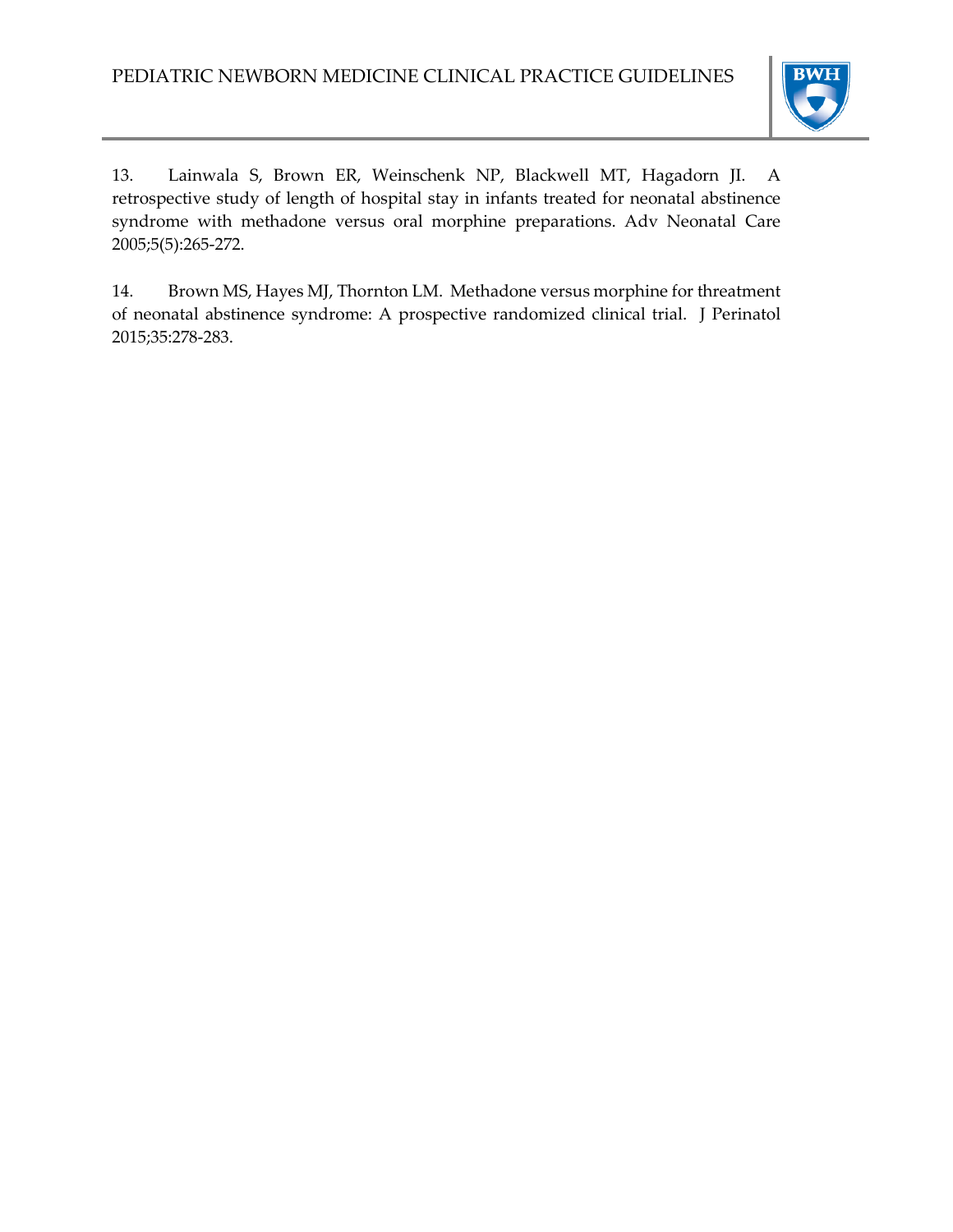13. Lainwala S, Brown ER, Weinschenk NP, Blackwell MT, Hagadorn JI. A retrospective study of length of hospital stay in infants treated for neonatal abstinence syndrome with methadone versus oral morphine preparations. Adv Neonatal Care 2005;5(5):265-272.

14. Brown MS, Hayes MJ, Thornton LM. Methadone versus morphine for threatment of neonatal abstinence syndrome: A prospective randomized clinical trial. J Perinatol 2015;35:278-283.